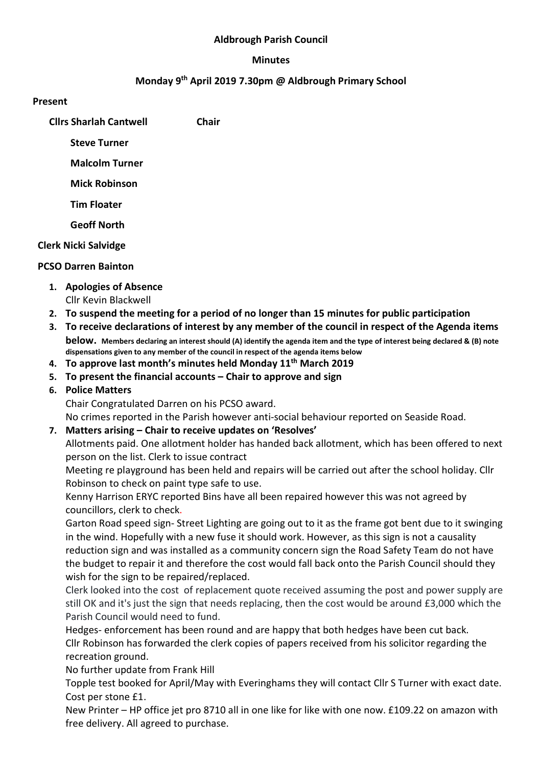**Aldbrough Parish Council**

**Minutes**

**Monday 9th April 2019 7.30pm @ Aldbrough Primary School**

**Present**

**Cllrs Sharlah Cantwell** **Chair**

**Steve Turner**

**Malcolm Turner**

**Mick Robinson**

**Tim Floater**

**Geoff North**

**Clerk Nicki Salvidge**

**PCSO Darren Bainton**

1. **Apologies of Absence**
   Cllr Kevin Blackwell
2. **To suspend the meeting for a period of no longer than 15 minutes for public participation**
3. **To receive declarations of interest by any member of the council in respect of the Agenda items below.** **Members declaring an interest should (A) identify the agenda item and the type of interest being declared & (B) note dispensations given to any member of the council in respect of the agenda items below**
4. **To approve last month's minutes held Monday 11th March 2019**
5. **To present the financial accounts – Chair to approve and sign**
6. **Police Matters**
   Chair Congratulated Darren on his PCSO award.
   No crimes reported in the Parish however anti-social behaviour reported on Seaside Road.
7. **Matters arising – Chair to receive updates on 'Resolves'**
   Allotments paid. One allotment holder has handed back allotment, which has been offered to next person on the list. Clerk to issue contract
   Meeting re playground has been held and repairs will be carried out after the school holiday. Cllr Robinson to check on paint type safe to use.
   Kenny Harrison ERYC reported Bins have all been repaired however this was not agreed by councillors, clerk to check.
   Garton Road speed sign- Street Lighting are going out to it as the frame got bent due to it swinging in the wind. Hopefully with a new fuse it should work. However, as this sign is not a causality reduction sign and was installed as a community concern sign the Road Safety Team do not have the budget to repair it and therefore the cost would fall back onto the Parish Council should they wish for the sign to be repaired/replaced.
   Clerk looked into the cost of replacement quote received assuming the post and power supply are still OK and it's just the sign that needs replacing, then the cost would be around £3,000 which the Parish Council would need to fund.
   Hedges- enforcement has been round and are happy that both hedges have been cut back.
   Cllr Robinson has forwarded the clerk copies of papers received from his solicitor regarding the recreation ground.
   No further update from Frank Hill
   Topple test booked for April/May with Everinghams they will contact Cllr S Turner with exact date. Cost per stone £1.
   New Printer – HP office jet pro 8710 all in one like for like with one now. £109.22 on amazon with free delivery. All agreed to purchase.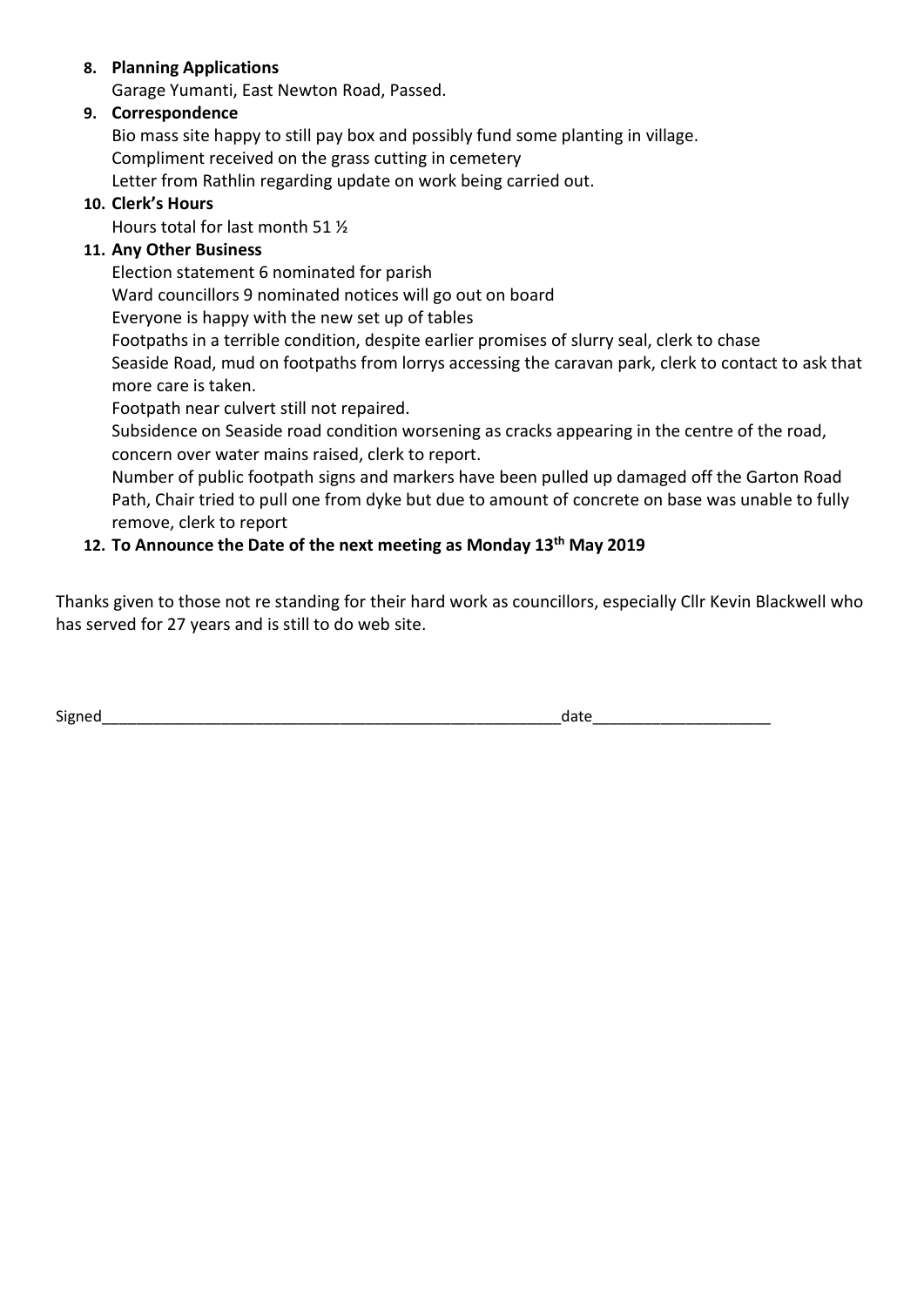8. **Planning Applications**

   Garage Yumanti, East Newton Road, Passed.

9. **Correspondence**

   Bio mass site happy to still pay box and possibly fund some planting in village.
   Compliment received on the grass cutting in cemetery
   Letter from Rathlin regarding update on work being carried out.

10. **Clerk's Hours**

    Hours total for last month 51 ½

11. **Any Other Business**

    Election statement 6 nominated for parish
    Ward councillors 9 nominated notices will go out on board
    Everyone is happy with the new set up of tables
    Footpaths in a terrible condition, despite earlier promises of slurry seal, clerk to chase
    Seaside Road, mud on footpaths from lorrys accessing the caravan park, clerk to contact to ask that more care is taken.
    Footpath near culvert still not repaired.
    Subsidence on Seaside road condition worsening as cracks appearing in the centre of the road, concern over water mains raised, clerk to report.
    Number of public footpath signs and markers have been pulled up damaged off the Garton Road Path, Chair tried to pull one from dyke but due to amount of concrete on base was unable to fully remove, clerk to report

12. **To Announce the Date of the next meeting as Monday 13th May 2019**

Thanks given to those not re standing for their hard work as councillors, especially Cllr Kevin Blackwell who has served for 27 years and is still to do web site.

Signed\_\_\_\_\_\_\_\_\_\_\_\_\_\_\_\_\_\_\_\_\_\_\_\_\_\_\_\_\_\_\_\_\_\_\_\_\_\_\_\_\_\_\_\_\_\_\_\_\_\_\_\_\_date\_\_\_\_\_\_\_\_\_\_\_\_\_\_\_\_\_\_\_\_